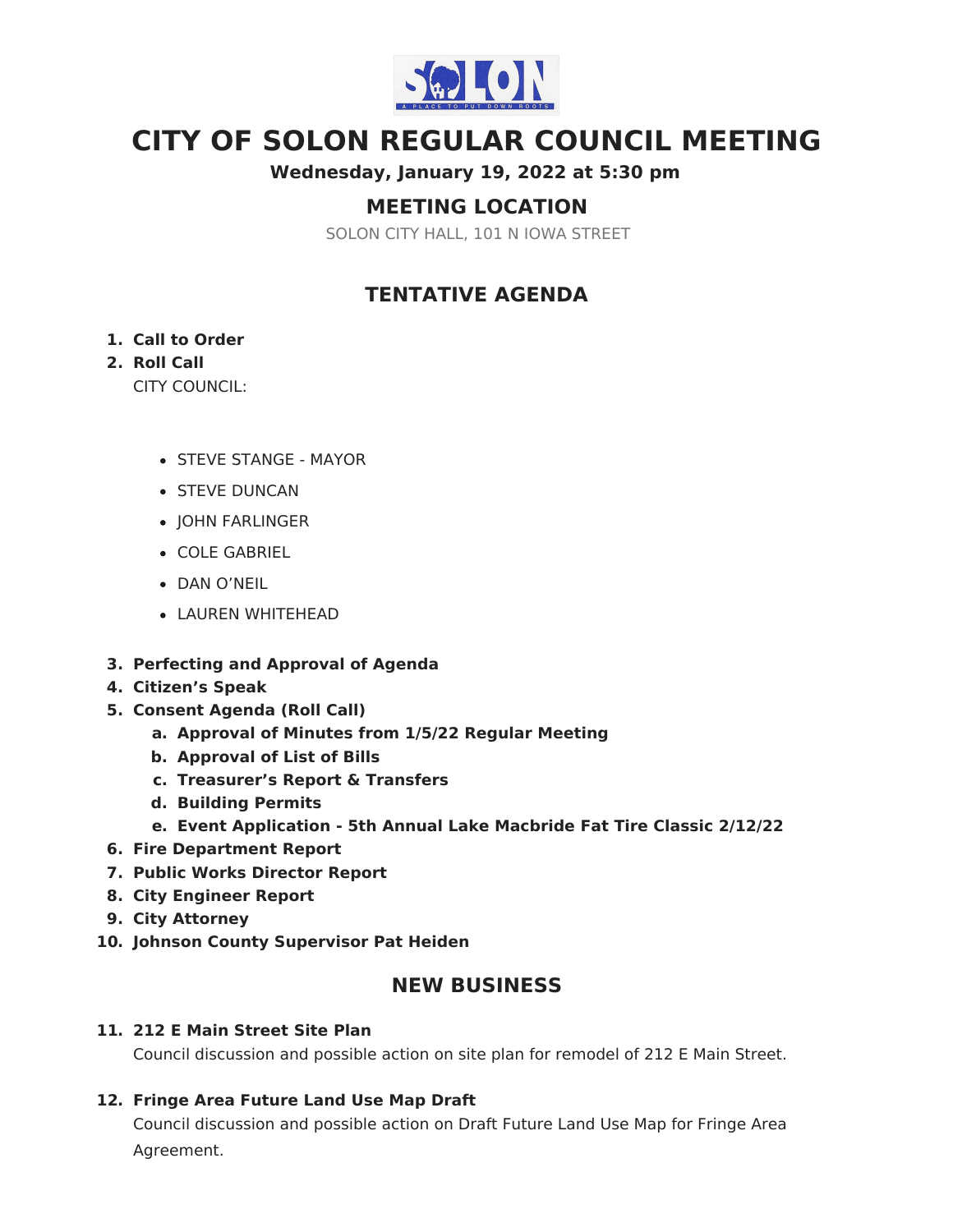# CITY OF SOLON REGULAR COUNCIL MEETING

**Wednesday, January 19, 2022 at 5:30 pm**

## MEETING LOCATION

SOLON CITY HALL, 101 N IOWA STREET

## TENTATIVE AGENDA

1. **Call to Order**
2. **Roll Call**

   CITY COUNCIL:

   - STEVE STANGE - MAYOR
   - STEVE DUNCAN
   - JOHN FARLINGER
   - COLE GABRIEL
   - DAN O'NEIL
   - LAUREN WHITEHEAD

3. **Perfecting and Approval of Agenda**
4. **Citizen's Speak**
5. **Consent Agenda (Roll Call)**
   a. **Approval of Minutes from 1/5/22 Regular Meeting**
   b. **Approval of List of Bills**
   c. **Treasurer's Report & Transfers**
   d. **Building Permits**
   e. **Event Application - 5th Annual Lake Macbride Fat Tire Classic 2/12/22**
6. **Fire Department Report**
7. **Public Works Director Report**
8. **City Engineer Report**
9. **City Attorney**
10. **Johnson County Supervisor Pat Heiden**

## NEW BUSINESS

11. **212 E Main Street Site Plan**

    Council discussion and possible action on site plan for remodel of 212 E Main Street.

12. **Fringe Area Future Land Use Map Draft**

    Council discussion and possible action on Draft Future Land Use Map for Fringe Area Agreement.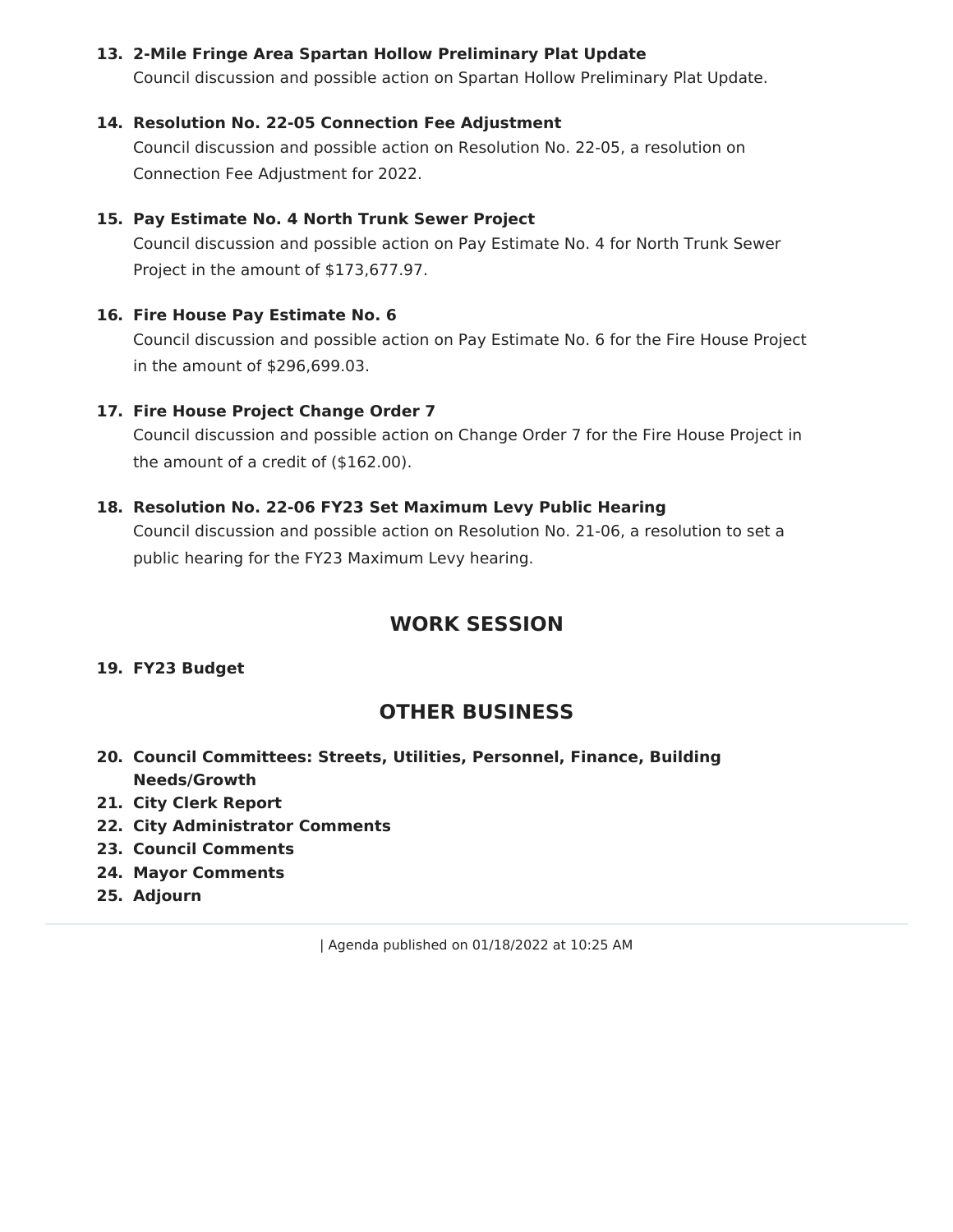13. **2-Mile Fringe Area Spartan Hollow Preliminary Plat Update**
    Council discussion and possible action on Spartan Hollow Preliminary Plat Update.

14. **Resolution No. 22-05 Connection Fee Adjustment**
    Council discussion and possible action on Resolution No. 22-05, a resolution on Connection Fee Adjustment for 2022.

15. **Pay Estimate No. 4 North Trunk Sewer Project**
    Council discussion and possible action on Pay Estimate No. 4 for North Trunk Sewer Project in the amount of $173,677.97.

16. **Fire House Pay Estimate No. 6**
    Council discussion and possible action on Pay Estimate No. 6 for the Fire House Project in the amount of $296,699.03.

17. **Fire House Project Change Order 7**
    Council discussion and possible action on Change Order 7 for the Fire House Project in the amount of a credit of ($162.00).

18. **Resolution No. 22-06 FY23 Set Maximum Levy Public Hearing**
    Council discussion and possible action on Resolution No. 21-06, a resolution to set a public hearing for the FY23 Maximum Levy hearing.

## WORK SESSION

19. **FY23 Budget**

## OTHER BUSINESS

20. **Council Committees: Streets, Utilities, Personnel, Finance, Building Needs/Growth**
21. **City Clerk Report**
22. **City Administrator Comments**
23. **Council Comments**
24. **Mayor Comments**
25. **Adjourn**

| Agenda published on 01/18/2022 at 10:25 AM